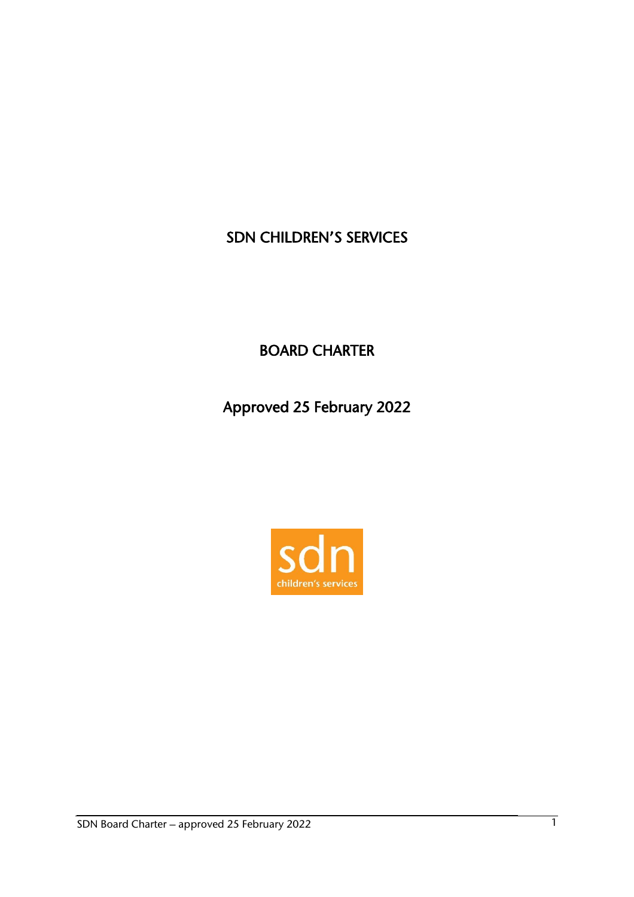# SDN CHILDREN'S SERVICES

## BOARD CHARTER

## Approved 25 February 2022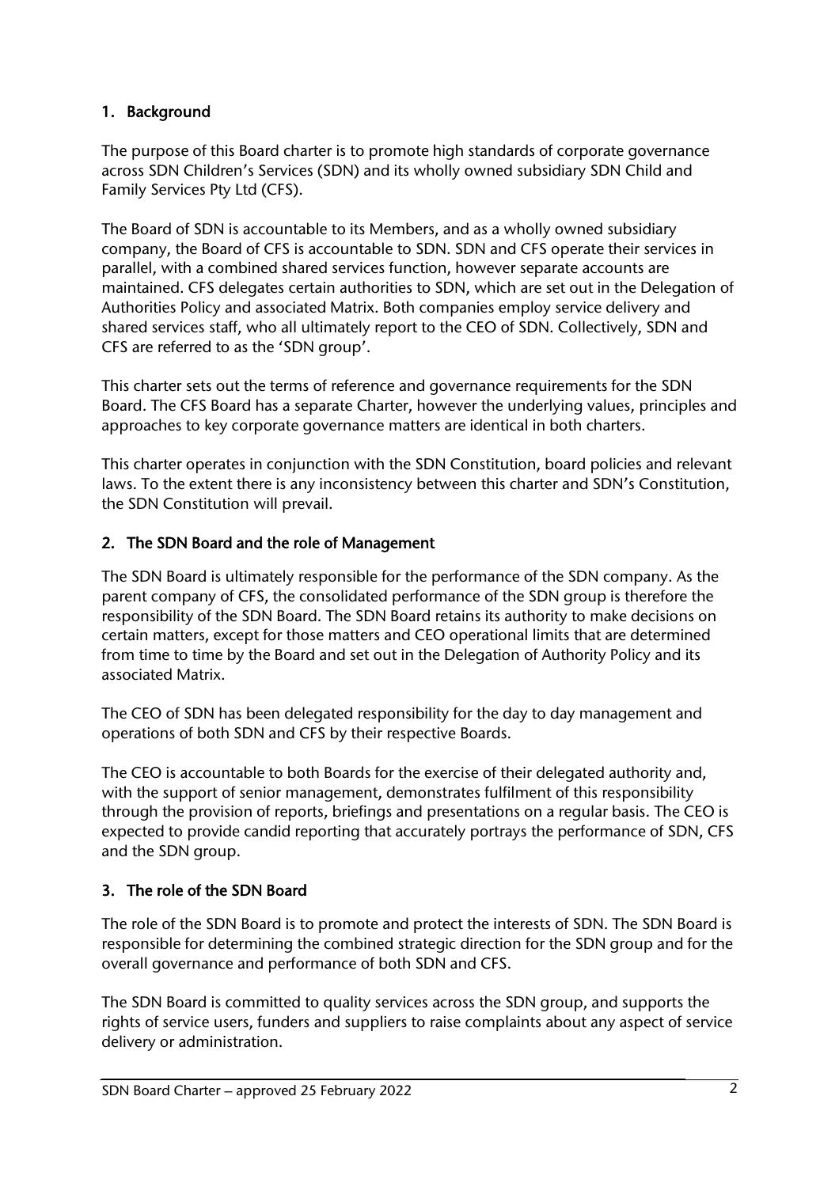## 1. Background

The purpose of this Board charter is to promote high standards of corporate governance across SDN Children's Services (SDN) and its wholly owned subsidiary SDN Child and Family Services Pty Ltd (CFS).

The Board of SDN is accountable to its Members, and as a wholly owned subsidiary company, the Board of CFS is accountable to SDN. SDN and CFS operate their services in parallel, with a combined shared services function, however separate accounts are maintained. CFS delegates certain authorities to SDN, which are set out in the Delegation of Authorities Policy and associated Matrix. Both companies employ service delivery and shared services staff, who all ultimately report to the CEO of SDN. Collectively, SDN and CFS are referred to as the 'SDN group'.

This charter sets out the terms of reference and governance requirements for the SDN Board. The CFS Board has a separate Charter, however the underlying values, principles and approaches to key corporate governance matters are identical in both charters.

This charter operates in conjunction with the SDN Constitution, board policies and relevant laws. To the extent there is any inconsistency between this charter and SDN's Constitution, the SDN Constitution will prevail.

## 2. The SDN Board and the role of Management

The SDN Board is ultimately responsible for the performance of the SDN company. As the parent company of CFS, the consolidated performance of the SDN group is therefore the responsibility of the SDN Board. The SDN Board retains its authority to make decisions on certain matters, except for those matters and CEO operational limits that are determined from time to time by the Board and set out in the Delegation of Authority Policy and its associated Matrix.

The CEO of SDN has been delegated responsibility for the day to day management and operations of both SDN and CFS by their respective Boards.

The CEO is accountable to both Boards for the exercise of their delegated authority and, with the support of senior management, demonstrates fulfilment of this responsibility through the provision of reports, briefings and presentations on a regular basis. The CEO is expected to provide candid reporting that accurately portrays the performance of SDN, CFS and the SDN group.

## 3. The role of the SDN Board

The role of the SDN Board is to promote and protect the interests of SDN. The SDN Board is responsible for determining the combined strategic direction for the SDN group and for the overall governance and performance of both SDN and CFS.

The SDN Board is committed to quality services across the SDN group, and supports the rights of service users, funders and suppliers to raise complaints about any aspect of service delivery or administration.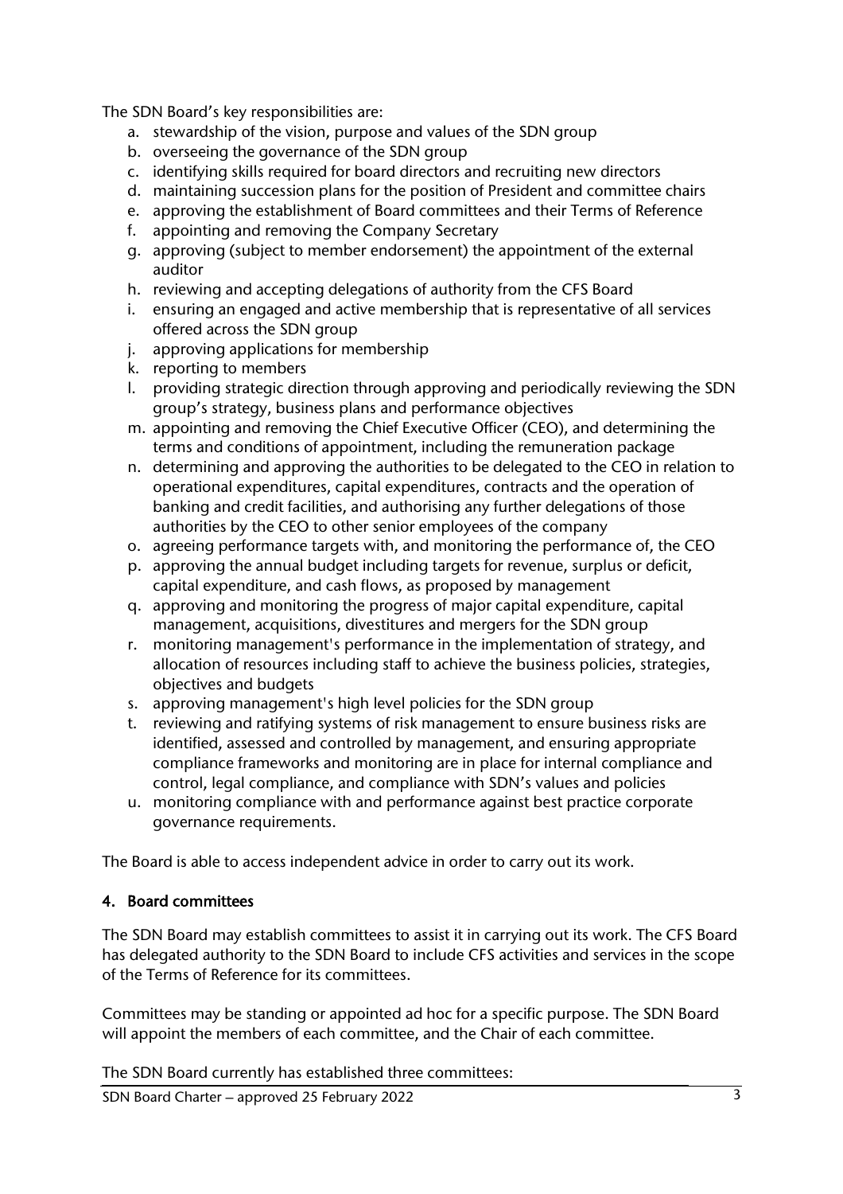The SDN Board's key responsibilities are:

a. stewardship of the vision, purpose and values of the SDN group
b. overseeing the governance of the SDN group
c. identifying skills required for board directors and recruiting new directors
d. maintaining succession plans for the position of President and committee chairs
e. approving the establishment of Board committees and their Terms of Reference
f. appointing and removing the Company Secretary
g. approving (subject to member endorsement) the appointment of the external auditor
h. reviewing and accepting delegations of authority from the CFS Board
i. ensuring an engaged and active membership that is representative of all services offered across the SDN group
j. approving applications for membership
k. reporting to members
l. providing strategic direction through approving and periodically reviewing the SDN group's strategy, business plans and performance objectives
m. appointing and removing the Chief Executive Officer (CEO), and determining the terms and conditions of appointment, including the remuneration package
n. determining and approving the authorities to be delegated to the CEO in relation to operational expenditures, capital expenditures, contracts and the operation of banking and credit facilities, and authorising any further delegations of those authorities by the CEO to other senior employees of the company
o. agreeing performance targets with, and monitoring the performance of, the CEO
p. approving the annual budget including targets for revenue, surplus or deficit, capital expenditure, and cash flows, as proposed by management
q. approving and monitoring the progress of major capital expenditure, capital management, acquisitions, divestitures and mergers for the SDN group
r. monitoring management's performance in the implementation of strategy, and allocation of resources including staff to achieve the business policies, strategies, objectives and budgets
s. approving management's high level policies for the SDN group
t. reviewing and ratifying systems of risk management to ensure business risks are identified, assessed and controlled by management, and ensuring appropriate compliance frameworks and monitoring are in place for internal compliance and control, legal compliance, and compliance with SDN's values and policies
u. monitoring compliance with and performance against best practice corporate governance requirements.

The Board is able to access independent advice in order to carry out its work.

## 4. Board committees

The SDN Board may establish committees to assist it in carrying out its work. The CFS Board has delegated authority to the SDN Board to include CFS activities and services in the scope of the Terms of Reference for its committees.

Committees may be standing or appointed ad hoc for a specific purpose. The SDN Board will appoint the members of each committee, and the Chair of each committee.

The SDN Board currently has established three committees: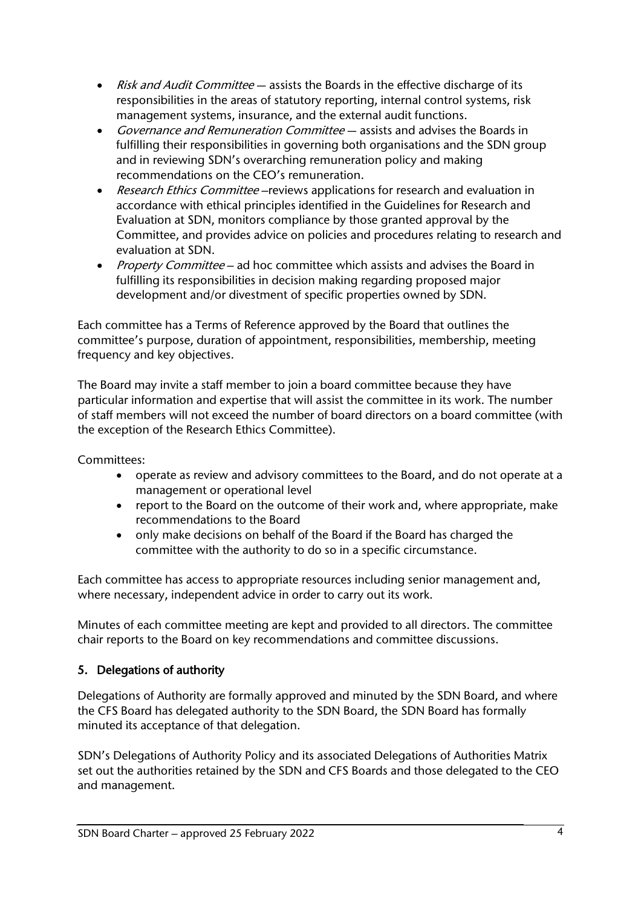- *Risk and Audit Committee* — assists the Boards in the effective discharge of its responsibilities in the areas of statutory reporting, internal control systems, risk management systems, insurance, and the external audit functions.
- *Governance and Remuneration Committee* — assists and advises the Boards in fulfilling their responsibilities in governing both organisations and the SDN group and in reviewing SDN's overarching remuneration policy and making recommendations on the CEO's remuneration.
- *Research Ethics Committee* –reviews applications for research and evaluation in accordance with ethical principles identified in the Guidelines for Research and Evaluation at SDN, monitors compliance by those granted approval by the Committee, and provides advice on policies and procedures relating to research and evaluation at SDN.
- *Property Committee* – ad hoc committee which assists and advises the Board in fulfilling its responsibilities in decision making regarding proposed major development and/or divestment of specific properties owned by SDN.

Each committee has a Terms of Reference approved by the Board that outlines the committee's purpose, duration of appointment, responsibilities, membership, meeting frequency and key objectives.

The Board may invite a staff member to join a board committee because they have particular information and expertise that will assist the committee in its work. The number of staff members will not exceed the number of board directors on a board committee (with the exception of the Research Ethics Committee).

Committees:

- operate as review and advisory committees to the Board, and do not operate at a management or operational level
- report to the Board on the outcome of their work and, where appropriate, make recommendations to the Board
- only make decisions on behalf of the Board if the Board has charged the committee with the authority to do so in a specific circumstance.

Each committee has access to appropriate resources including senior management and, where necessary, independent advice in order to carry out its work.

Minutes of each committee meeting are kept and provided to all directors. The committee chair reports to the Board on key recommendations and committee discussions.

## 5. Delegations of authority

Delegations of Authority are formally approved and minuted by the SDN Board, and where the CFS Board has delegated authority to the SDN Board, the SDN Board has formally minuted its acceptance of that delegation.

SDN's Delegations of Authority Policy and its associated Delegations of Authorities Matrix set out the authorities retained by the SDN and CFS Boards and those delegated to the CEO and management.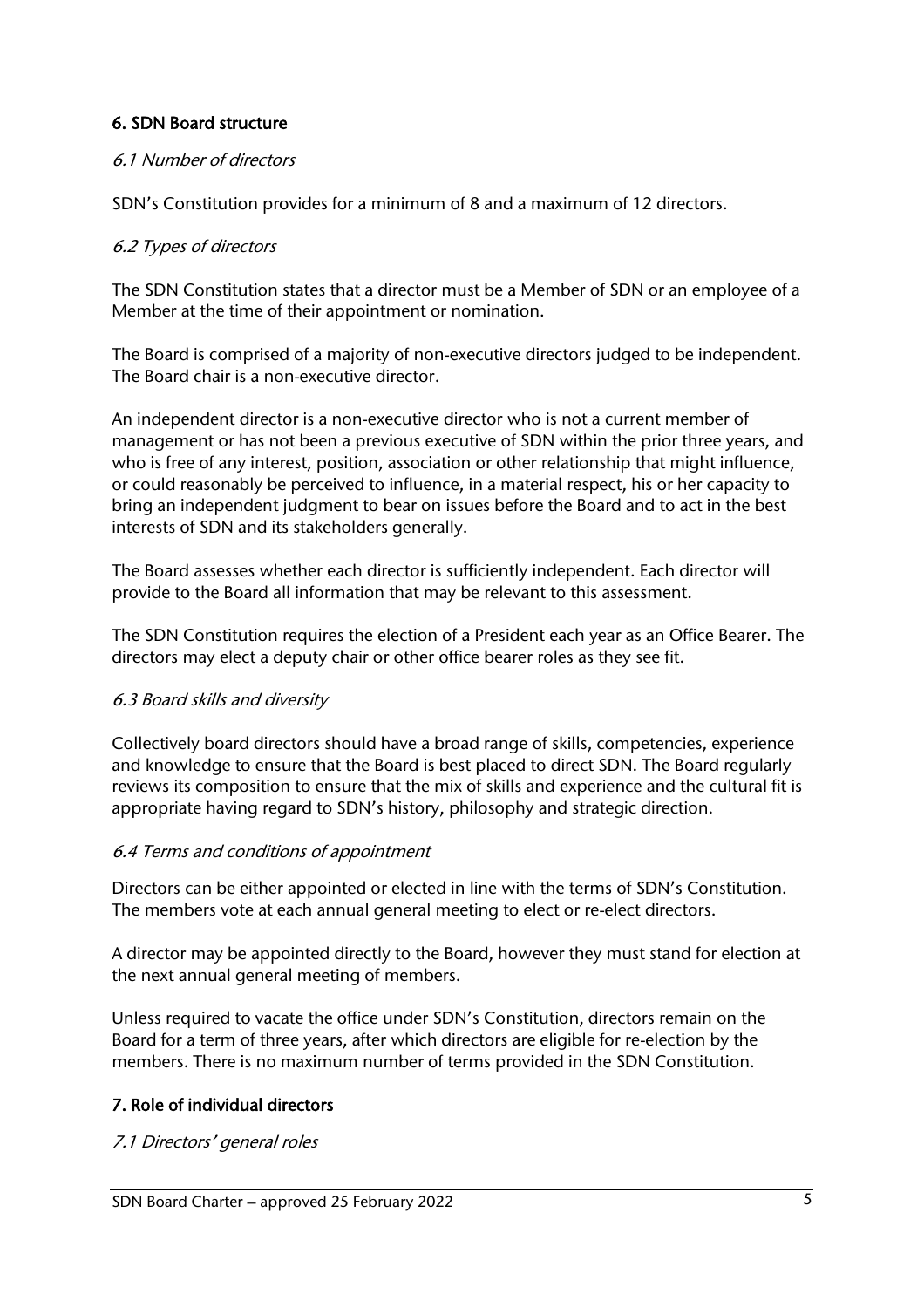## 6. SDN Board structure

### *6.1 Number of directors*

SDN's Constitution provides for a minimum of 8 and a maximum of 12 directors.

### *6.2 Types of directors*

The SDN Constitution states that a director must be a Member of SDN or an employee of a Member at the time of their appointment or nomination.

The Board is comprised of a majority of non-executive directors judged to be independent. The Board chair is a non-executive director.

An independent director is a non-executive director who is not a current member of management or has not been a previous executive of SDN within the prior three years, and who is free of any interest, position, association or other relationship that might influence, or could reasonably be perceived to influence, in a material respect, his or her capacity to bring an independent judgment to bear on issues before the Board and to act in the best interests of SDN and its stakeholders generally.

The Board assesses whether each director is sufficiently independent. Each director will provide to the Board all information that may be relevant to this assessment.

The SDN Constitution requires the election of a President each year as an Office Bearer. The directors may elect a deputy chair or other office bearer roles as they see fit.

### *6.3 Board skills and diversity*

Collectively board directors should have a broad range of skills, competencies, experience and knowledge to ensure that the Board is best placed to direct SDN. The Board regularly reviews its composition to ensure that the mix of skills and experience and the cultural fit is appropriate having regard to SDN's history, philosophy and strategic direction.

### *6.4 Terms and conditions of appointment*

Directors can be either appointed or elected in line with the terms of SDN's Constitution. The members vote at each annual general meeting to elect or re-elect directors.

A director may be appointed directly to the Board, however they must stand for election at the next annual general meeting of members.

Unless required to vacate the office under SDN's Constitution, directors remain on the Board for a term of three years, after which directors are eligible for re-election by the members. There is no maximum number of terms provided in the SDN Constitution.

## 7. Role of individual directors

### *7.1 Directors' general roles*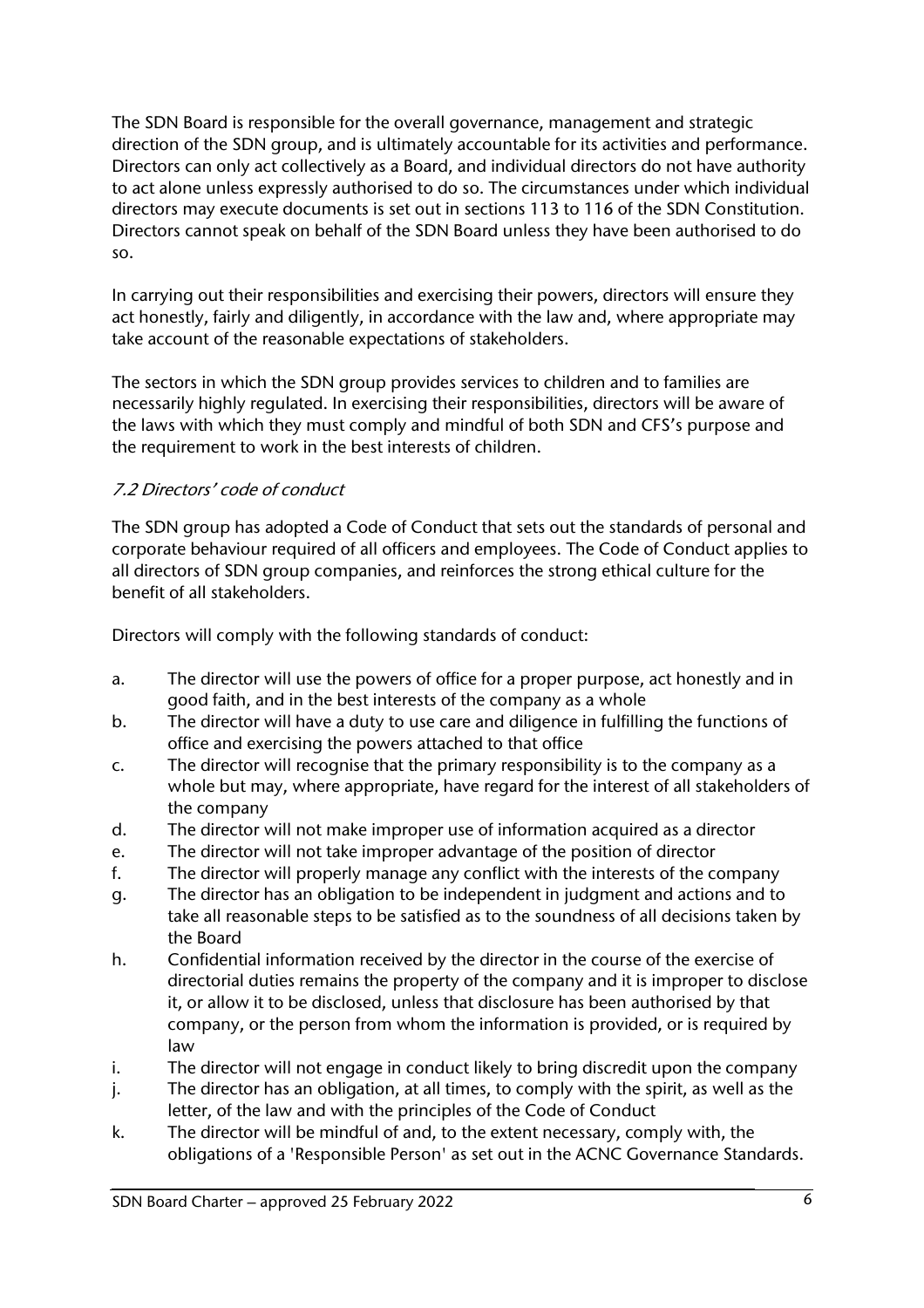The SDN Board is responsible for the overall governance, management and strategic direction of the SDN group, and is ultimately accountable for its activities and performance. Directors can only act collectively as a Board, and individual directors do not have authority to act alone unless expressly authorised to do so. The circumstances under which individual directors may execute documents is set out in sections 113 to 116 of the SDN Constitution. Directors cannot speak on behalf of the SDN Board unless they have been authorised to do so.

In carrying out their responsibilities and exercising their powers, directors will ensure they act honestly, fairly and diligently, in accordance with the law and, where appropriate may take account of the reasonable expectations of stakeholders.

The sectors in which the SDN group provides services to children and to families are necessarily highly regulated. In exercising their responsibilities, directors will be aware of the laws with which they must comply and mindful of both SDN and CFS's purpose and the requirement to work in the best interests of children.

### *7.2 Directors' code of conduct*

The SDN group has adopted a Code of Conduct that sets out the standards of personal and corporate behaviour required of all officers and employees. The Code of Conduct applies to all directors of SDN group companies, and reinforces the strong ethical culture for the benefit of all stakeholders.

Directors will comply with the following standards of conduct:

a. The director will use the powers of office for a proper purpose, act honestly and in good faith, and in the best interests of the company as a whole
b. The director will have a duty to use care and diligence in fulfilling the functions of office and exercising the powers attached to that office
c. The director will recognise that the primary responsibility is to the company as a whole but may, where appropriate, have regard for the interest of all stakeholders of the company
d. The director will not make improper use of information acquired as a director
e. The director will not take improper advantage of the position of director
f. The director will properly manage any conflict with the interests of the company
g. The director has an obligation to be independent in judgment and actions and to take all reasonable steps to be satisfied as to the soundness of all decisions taken by the Board
h. Confidential information received by the director in the course of the exercise of directorial duties remains the property of the company and it is improper to disclose it, or allow it to be disclosed, unless that disclosure has been authorised by that company, or the person from whom the information is provided, or is required by law
i. The director will not engage in conduct likely to bring discredit upon the company
j. The director has an obligation, at all times, to comply with the spirit, as well as the letter, of the law and with the principles of the Code of Conduct
k. The director will be mindful of and, to the extent necessary, comply with, the obligations of a 'Responsible Person' as set out in the ACNC Governance Standards.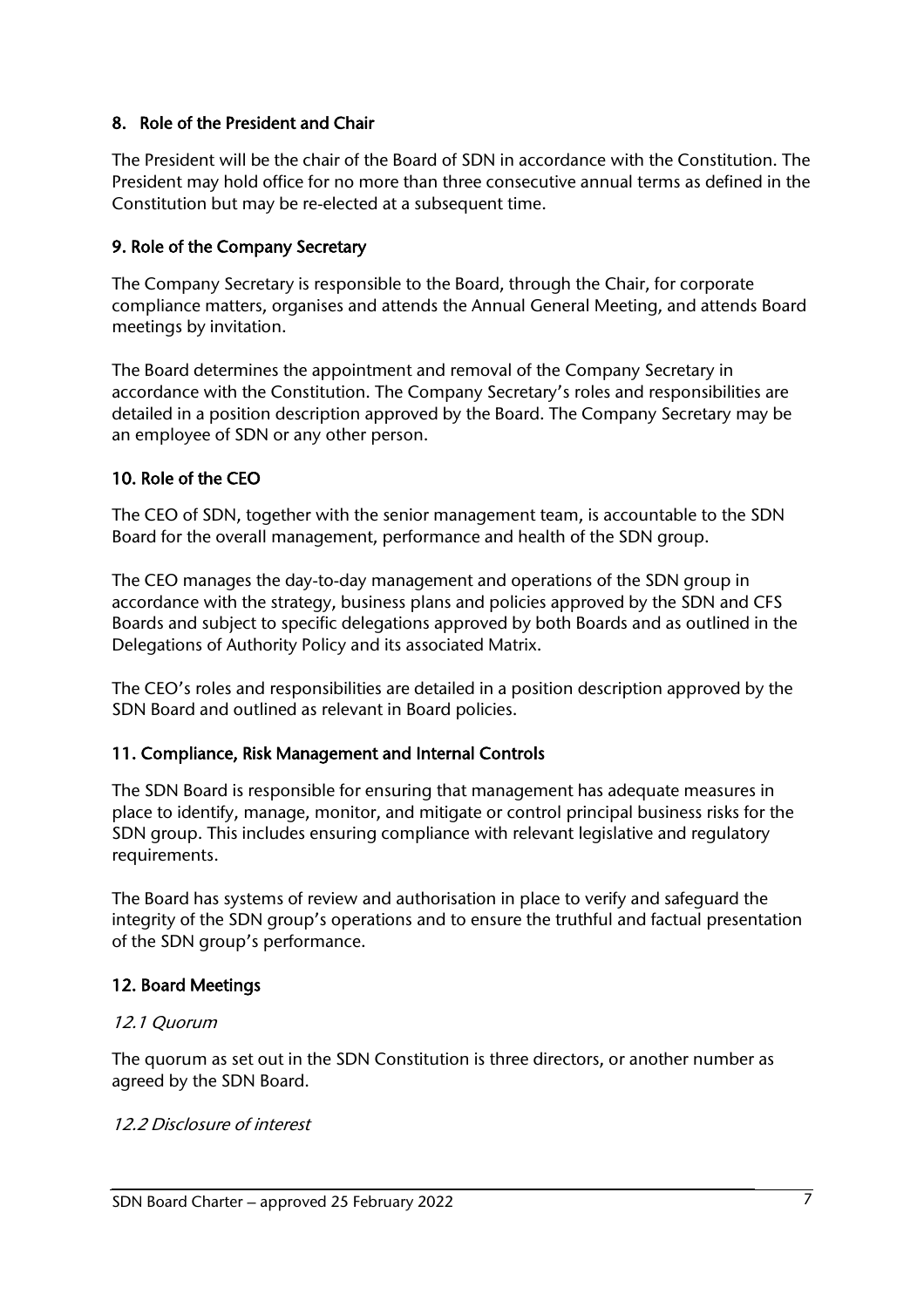## 8. Role of the President and Chair

The President will be the chair of the Board of SDN in accordance with the Constitution. The President may hold office for no more than three consecutive annual terms as defined in the Constitution but may be re-elected at a subsequent time.

## 9. Role of the Company Secretary

The Company Secretary is responsible to the Board, through the Chair, for corporate compliance matters, organises and attends the Annual General Meeting, and attends Board meetings by invitation.

The Board determines the appointment and removal of the Company Secretary in accordance with the Constitution. The Company Secretary's roles and responsibilities are detailed in a position description approved by the Board. The Company Secretary may be an employee of SDN or any other person.

## 10. Role of the CEO

The CEO of SDN, together with the senior management team, is accountable to the SDN Board for the overall management, performance and health of the SDN group.

The CEO manages the day-to-day management and operations of the SDN group in accordance with the strategy, business plans and policies approved by the SDN and CFS Boards and subject to specific delegations approved by both Boards and as outlined in the Delegations of Authority Policy and its associated Matrix.

The CEO's roles and responsibilities are detailed in a position description approved by the SDN Board and outlined as relevant in Board policies.

## 11. Compliance, Risk Management and Internal Controls

The SDN Board is responsible for ensuring that management has adequate measures in place to identify, manage, monitor, and mitigate or control principal business risks for the SDN group. This includes ensuring compliance with relevant legislative and regulatory requirements.

The Board has systems of review and authorisation in place to verify and safeguard the integrity of the SDN group's operations and to ensure the truthful and factual presentation of the SDN group's performance.

## 12. Board Meetings

### *12.1 Quorum*

The quorum as set out in the SDN Constitution is three directors, or another number as agreed by the SDN Board.

### *12.2 Disclosure of interest*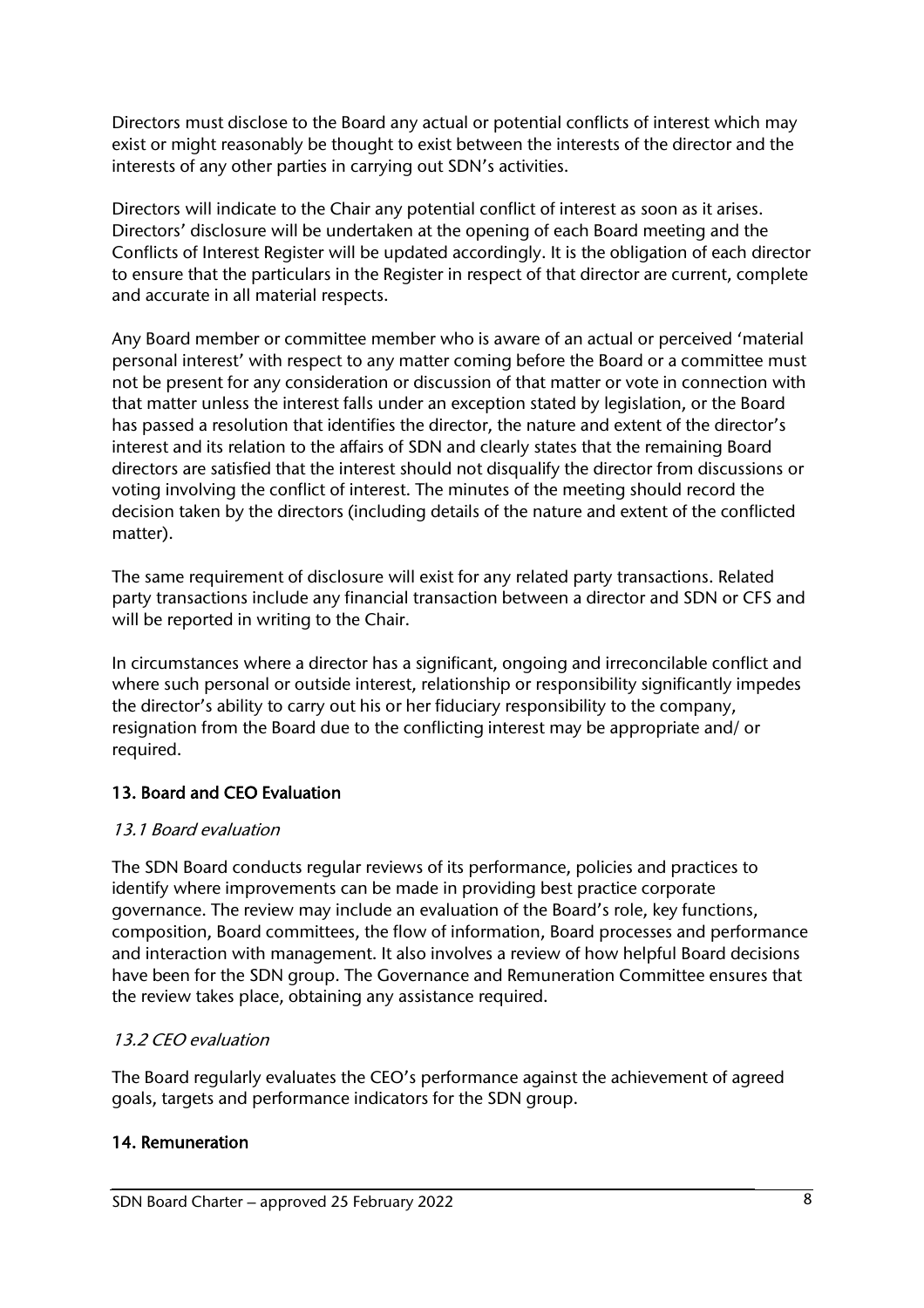Directors must disclose to the Board any actual or potential conflicts of interest which may exist or might reasonably be thought to exist between the interests of the director and the interests of any other parties in carrying out SDN's activities.

Directors will indicate to the Chair any potential conflict of interest as soon as it arises. Directors' disclosure will be undertaken at the opening of each Board meeting and the Conflicts of Interest Register will be updated accordingly. It is the obligation of each director to ensure that the particulars in the Register in respect of that director are current, complete and accurate in all material respects.

Any Board member or committee member who is aware of an actual or perceived 'material personal interest' with respect to any matter coming before the Board or a committee must not be present for any consideration or discussion of that matter or vote in connection with that matter unless the interest falls under an exception stated by legislation, or the Board has passed a resolution that identifies the director, the nature and extent of the director's interest and its relation to the affairs of SDN and clearly states that the remaining Board directors are satisfied that the interest should not disqualify the director from discussions or voting involving the conflict of interest. The minutes of the meeting should record the decision taken by the directors (including details of the nature and extent of the conflicted matter).

The same requirement of disclosure will exist for any related party transactions. Related party transactions include any financial transaction between a director and SDN or CFS and will be reported in writing to the Chair.

In circumstances where a director has a significant, ongoing and irreconcilable conflict and where such personal or outside interest, relationship or responsibility significantly impedes the director's ability to carry out his or her fiduciary responsibility to the company, resignation from the Board due to the conflicting interest may be appropriate and/ or required.

## 13. Board and CEO Evaluation

### *13.1 Board evaluation*

The SDN Board conducts regular reviews of its performance, policies and practices to identify where improvements can be made in providing best practice corporate governance. The review may include an evaluation of the Board's role, key functions, composition, Board committees, the flow of information, Board processes and performance and interaction with management. It also involves a review of how helpful Board decisions have been for the SDN group. The Governance and Remuneration Committee ensures that the review takes place, obtaining any assistance required.

### *13.2 CEO evaluation*

The Board regularly evaluates the CEO's performance against the achievement of agreed goals, targets and performance indicators for the SDN group.

## 14. Remuneration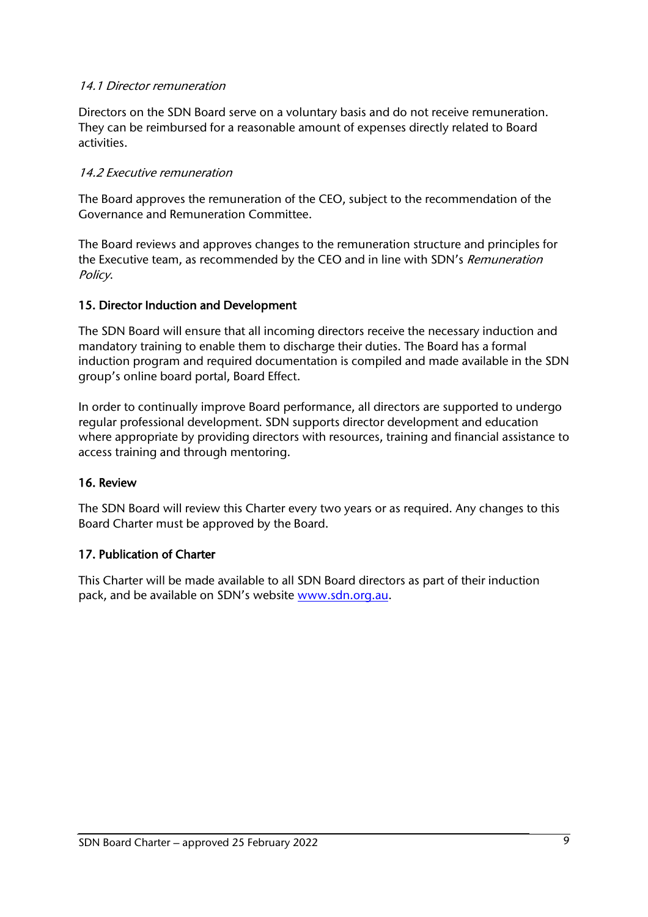### *14.1 Director remuneration*

Directors on the SDN Board serve on a voluntary basis and do not receive remuneration. They can be reimbursed for a reasonable amount of expenses directly related to Board activities.

### *14.2 Executive remuneration*

The Board approves the remuneration of the CEO, subject to the recommendation of the Governance and Remuneration Committee.

The Board reviews and approves changes to the remuneration structure and principles for the Executive team, as recommended by the CEO and in line with SDN's *Remuneration Policy*.

## 15. Director Induction and Development

The SDN Board will ensure that all incoming directors receive the necessary induction and mandatory training to enable them to discharge their duties. The Board has a formal induction program and required documentation is compiled and made available in the SDN group's online board portal, Board Effect.

In order to continually improve Board performance, all directors are supported to undergo regular professional development. SDN supports director development and education where appropriate by providing directors with resources, training and financial assistance to access training and through mentoring.

## 16. Review

The SDN Board will review this Charter every two years or as required. Any changes to this Board Charter must be approved by the Board.

## 17. Publication of Charter

This Charter will be made available to all SDN Board directors as part of their induction pack, and be available on SDN's website [www.sdn.org.au](http://www.sdn.org.au).